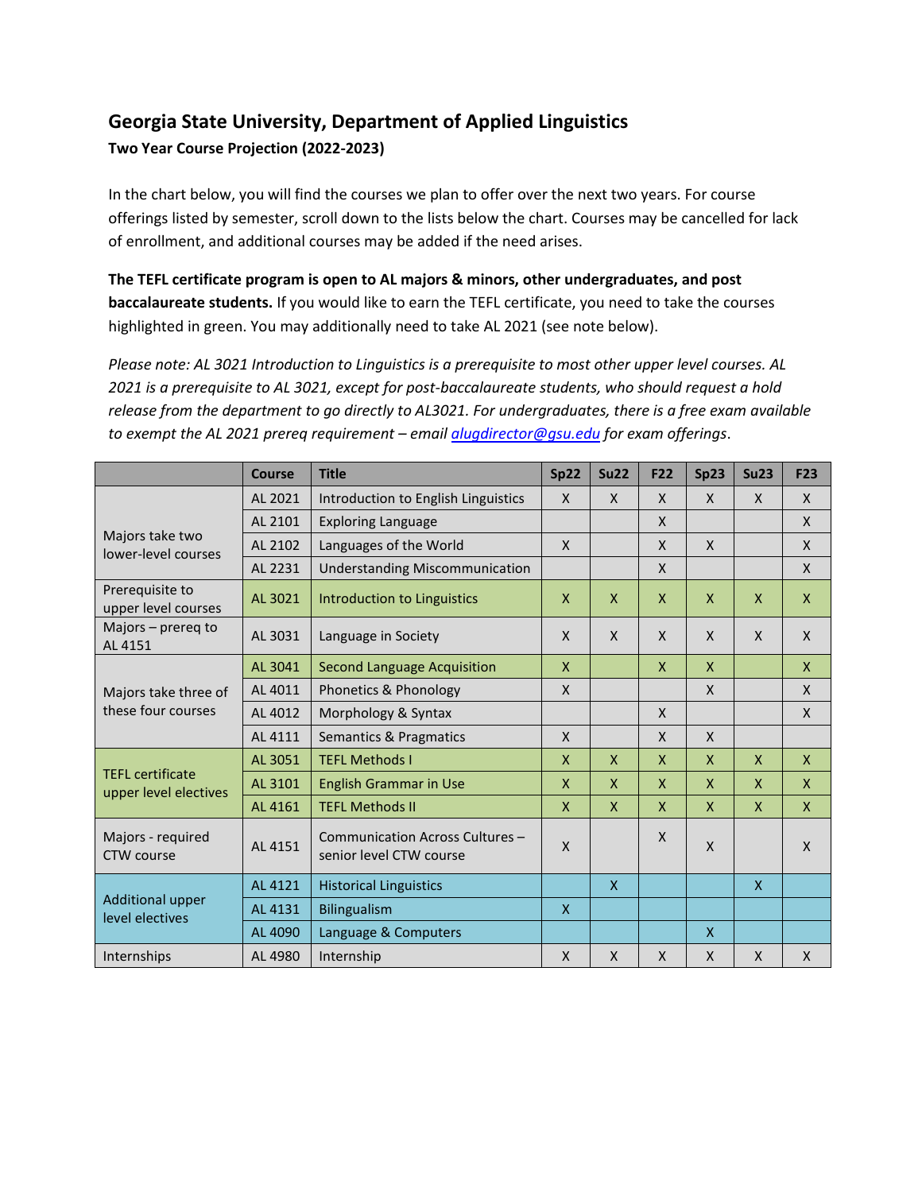# Georgia State University, Department of Applied Linguistics

**Two Year Course Projection (2022-2023)**

In the chart below, you will find the courses we plan to offer over the next two years. For course offerings listed by semester, scroll down to the lists below the chart. Courses may be cancelled for lack of enrollment, and additional courses may be added if the need arises.

**The TEFL certificate program is open to AL majors & minors, other undergraduates, and post baccalaureate students.** If you would like to earn the TEFL certificate, you need to take the courses highlighted in green. You may additionally need to take AL 2021 (see note below).

*Please note: AL 3021 Introduction to Linguistics is a prerequisite to most other upper level courses. AL 2021 is a prerequisite to AL 3021, except for post-baccalaureate students, who should request a hold release from the department to go directly to AL3021. For undergraduates, there is a free exam available to exempt the AL 2021 prereq requirement – email [alugdirector@gsu.edu](mailto:alugdirector@gsu.edu) for exam offerings.*

| | Course | Title | Sp22 | Su22 | F22 | Sp23 | Su23 | F23 |
|---|---|---|---|---|---|---|---|---|
| Majors take two lower-level courses | AL 2021 | Introduction to English Linguistics | X | X | X | X | X | X |
| | AL 2101 | Exploring Language | | | X | | | X |
| | AL 2102 | Languages of the World | X | | X | X | | X |
| | AL 2231 | Understanding Miscommunication | | | X | | | X |
| Prerequisite to upper level courses | AL 3021 | Introduction to Linguistics | X | X | X | X | X | X |
| Majors – prereq to AL 4151 | AL 3031 | Language in Society | X | X | X | X | X | X |
| Majors take three of these four courses | AL 3041 | Second Language Acquisition | X | | X | X | | X |
| | AL 4011 | Phonetics & Phonology | X | | | X | | X |
| | AL 4012 | Morphology & Syntax | | | X | | | X |
| | AL 4111 | Semantics & Pragmatics | X | | X | X | | |
| TEFL certificate upper level electives | AL 3051 | TEFL Methods I | X | X | X | X | X | X |
| | AL 3101 | English Grammar in Use | X | X | X | X | X | X |
| | AL 4161 | TEFL Methods II | X | X | X | X | X | X |
| Majors - required CTW course | AL 4151 | Communication Across Cultures – senior level CTW course | X | | X | X | | X |
| Additional upper level electives | AL 4121 | Historical Linguistics | | X | | | X | |
| | AL 4131 | Bilingualism | X | | | | | |
| | AL 4090 | Language & Computers | | | | X | | |
| Internships | AL 4980 | Internship | X | X | X | X | X | X |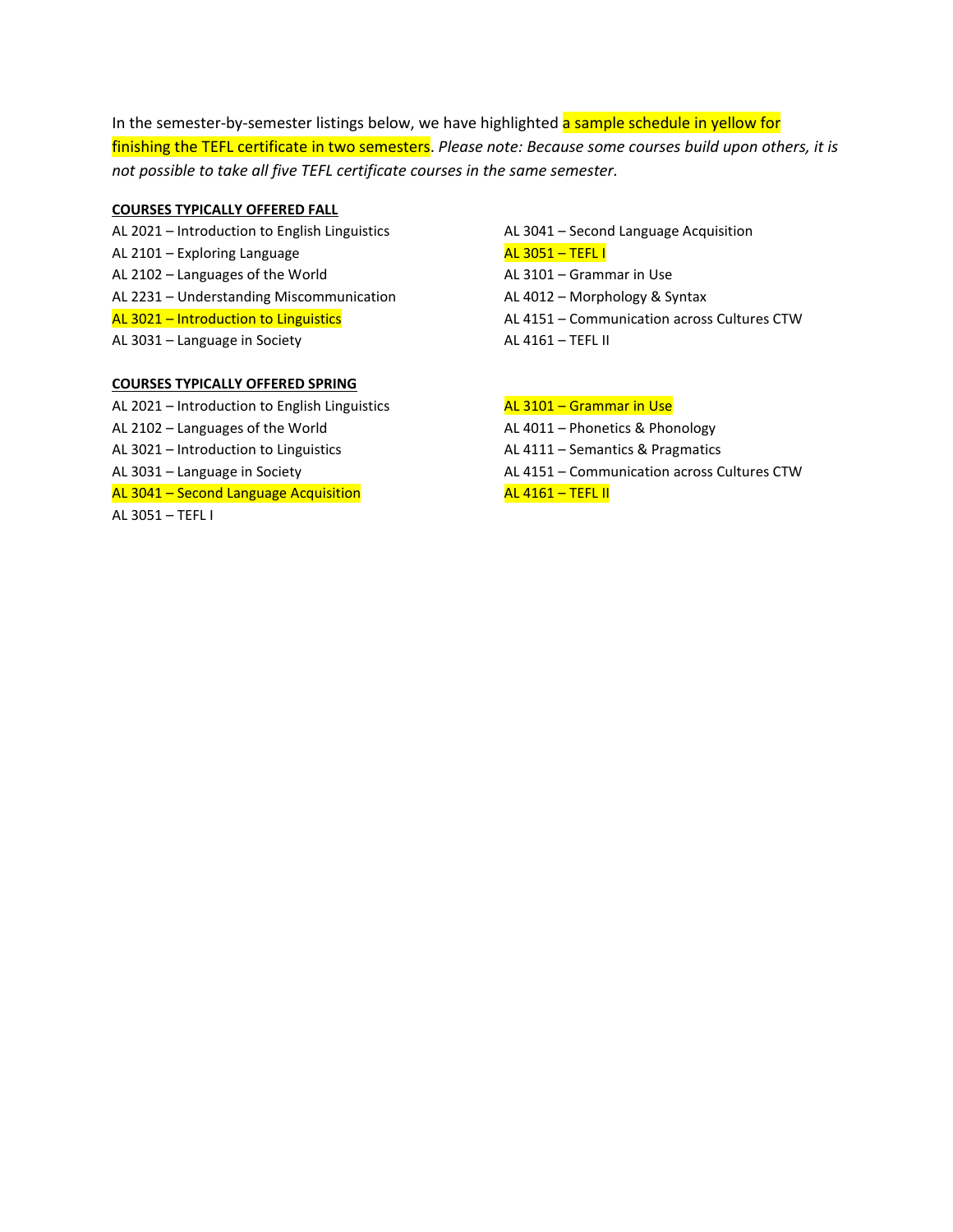In the semester-by-semester listings below, we have highlighted a sample schedule in yellow for finishing the TEFL certificate in two semesters. *Please note: Because some courses build upon others, it is not possible to take all five TEFL certificate courses in the same semester.*

**COURSES TYPICALLY OFFERED FALL**

AL 2021 – Introduction to English Linguistics
AL 2101 – Exploring Language
AL 2102 – Languages of the World
AL 2231 – Understanding Miscommunication
AL 3021 – Introduction to Linguistics
AL 3031 – Language in Society
AL 3041 – Second Language Acquisition
AL 3051 – TEFL I
AL 3101 – Grammar in Use
AL 4012 – Morphology & Syntax
AL 4151 – Communication across Cultures CTW
AL 4161 – TEFL II

**COURSES TYPICALLY OFFERED SPRING**

AL 2021 – Introduction to English Linguistics
AL 2102 – Languages of the World
AL 3021 – Introduction to Linguistics
AL 3031 – Language in Society
AL 3041 – Second Language Acquisition
AL 3051 – TEFL I
AL 3101 – Grammar in Use
AL 4011 – Phonetics & Phonology
AL 4111 – Semantics & Pragmatics
AL 4151 – Communication across Cultures CTW
AL 4161 – TEFL II